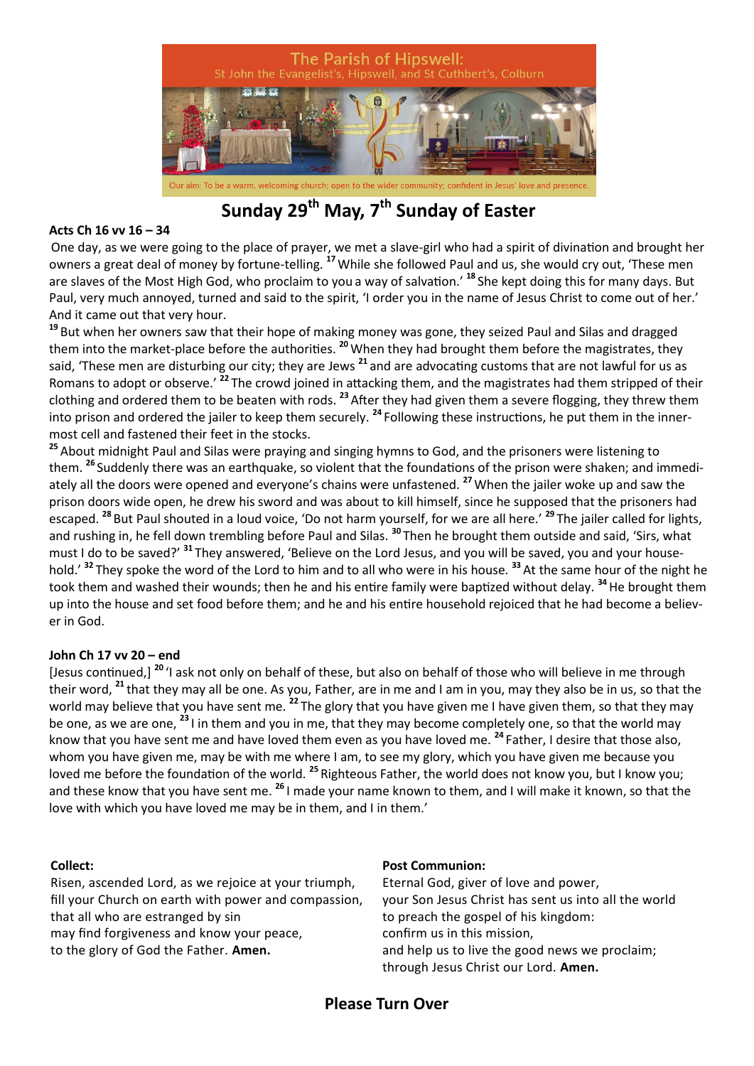The Parish of Hipswell:
St John the Evangelist's, Hipswell, and St Cuthbert's, Colburn

Our aim: To be a warm, welcoming church; open to the wider community; confident in Jesus' love and presence.

# Sunday 29th May, 7th Sunday of Easter

**Acts Ch 16 vv 16 – 34**

One day, as we were going to the place of prayer, we met a slave-girl who had a spirit of divination and brought her owners a great deal of money by fortune-telling. [17] While she followed Paul and us, she would cry out, 'These men are slaves of the Most High God, who proclaim to you a way of salvation.' [18] She kept doing this for many days. But Paul, very much annoyed, turned and said to the spirit, 'I order you in the name of Jesus Christ to come out of her.' And it came out that very hour.

[19] But when her owners saw that their hope of making money was gone, they seized Paul and Silas and dragged them into the market-place before the authorities. [20] When they had brought them before the magistrates, they said, 'These men are disturbing our city; they are Jews [21] and are advocating customs that are not lawful for us as Romans to adopt or observe.' [22] The crowd joined in attacking them, and the magistrates had them stripped of their clothing and ordered them to be beaten with rods. [23] After they had given them a severe flogging, they threw them into prison and ordered the jailer to keep them securely. [24] Following these instructions, he put them in the innermost cell and fastened their feet in the stocks.

[25] About midnight Paul and Silas were praying and singing hymns to God, and the prisoners were listening to them. [26] Suddenly there was an earthquake, so violent that the foundations of the prison were shaken; and immediately all the doors were opened and everyone's chains were unfastened. [27] When the jailer woke up and saw the prison doors wide open, he drew his sword and was about to kill himself, since he supposed that the prisoners had escaped. [28] But Paul shouted in a loud voice, 'Do not harm yourself, for we are all here.' [29] The jailer called for lights, and rushing in, he fell down trembling before Paul and Silas. [30] Then he brought them outside and said, 'Sirs, what must I do to be saved?' [31] They answered, 'Believe on the Lord Jesus, and you will be saved, you and your household.' [32] They spoke the word of the Lord to him and to all who were in his house. [33] At the same hour of the night he took them and washed their wounds; then he and his entire family were baptized without delay. [34] He brought them up into the house and set food before them; and he and his entire household rejoiced that he had become a believer in God.

**John Ch 17 vv 20 – end**

[Jesus continued,] [20] 'I ask not only on behalf of these, but also on behalf of those who will believe in me through their word, [21] that they may all be one. As you, Father, are in me and I am in you, may they also be in us, so that the world may believe that you have sent me. [22] The glory that you have given me I have given them, so that they may be one, as we are one, [23] I in them and you in me, that they may become completely one, so that the world may know that you have sent me and have loved them even as you have loved me. [24] Father, I desire that those also, whom you have given me, may be with me where I am, to see my glory, which you have given me because you loved me before the foundation of the world. [25] Righteous Father, the world does not know you, but I know you; and these know that you have sent me. [26] I made your name known to them, and I will make it known, so that the love with which you have loved me may be in them, and I in them.'

**Collect:**

Risen, ascended Lord, as we rejoice at your triumph,
fill your Church on earth with power and compassion,
that all who are estranged by sin
may find forgiveness and know your peace,
to the glory of God the Father. **Amen.**

**Post Communion:**

Eternal God, giver of love and power,
your Son Jesus Christ has sent us into all the world
to preach the gospel of his kingdom:
confirm us in this mission,
and help us to live the good news we proclaim;
through Jesus Christ our Lord. **Amen.**

**Please Turn Over**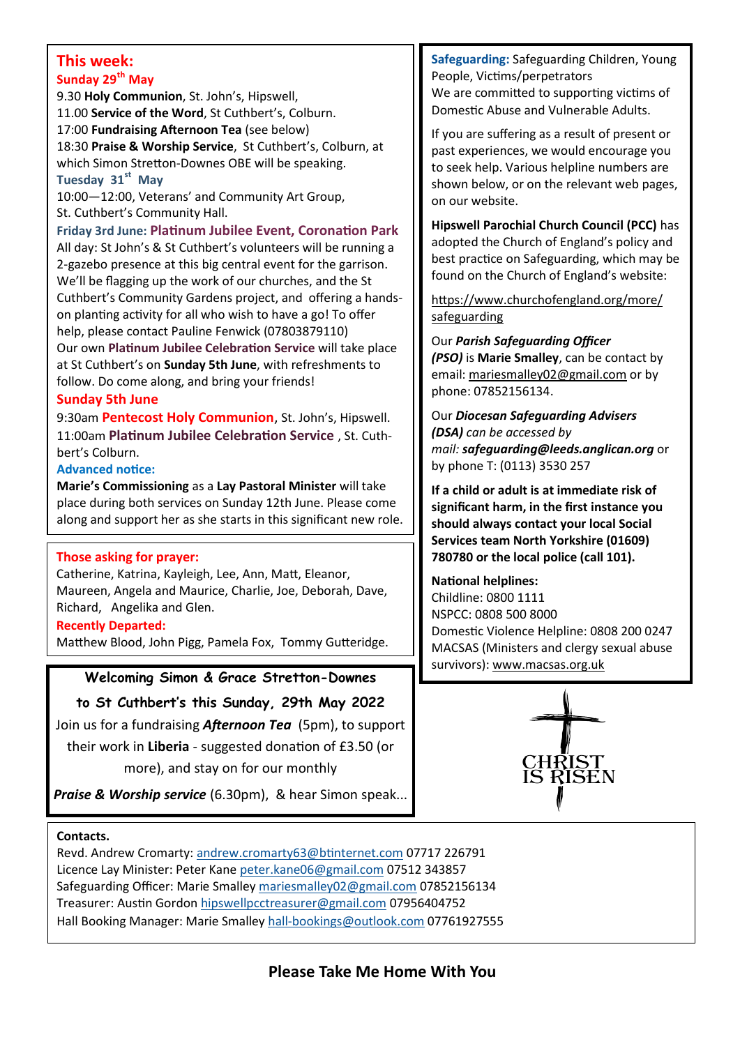## This week:

**Sunday 29th May**

9.30 **Holy Communion**, St. John's, Hipswell,
11.00 **Service of the Word**, St Cuthbert's, Colburn.
17:00 **Fundraising Afternoon Tea** (see below)
18:30 **Praise & Worship Service**, St Cuthbert's, Colburn, at which Simon Stretton-Downes OBE will be speaking.

**Tuesday 31st May**

10:00—12:00, Veterans' and Community Art Group, St. Cuthbert's Community Hall.

**Friday 3rd June: Platinum Jubilee Event, Coronation Park**

All day: St John's & St Cuthbert's volunteers will be running a 2-gazebo presence at this big central event for the garrison. We'll be flagging up the work of our churches, and the St Cuthbert's Community Gardens project, and offering a hands-on planting activity for all who wish to have a go! To offer help, please contact Pauline Fenwick (07803879110)
Our own **Platinum Jubilee Celebration Service** will take place at St Cuthbert's on **Sunday 5th June**, with refreshments to follow. Do come along, and bring your friends!

**Sunday 5th June**

9:30am **Pentecost Holy Communion**, St. John's, Hipswell.
11:00am **Platinum Jubilee Celebration Service** , St. Cuthbert's Colburn.

**Advanced notice:**

**Marie's Commissioning** as a **Lay Pastoral Minister** will take place during both services on Sunday 12th June. Please come along and support her as she starts in this significant new role.

**Those asking for prayer:**

Catherine, Katrina, Kayleigh, Lee, Ann, Matt, Eleanor, Maureen, Angela and Maurice, Charlie, Joe, Deborah, Dave, Richard, Angelika and Glen.

**Recently Departed:**

Matthew Blood, John Pigg, Pamela Fox, Tommy Gutteridge.

**Welcoming Simon & Grace Stretton-Downes to St Cuthbert's this Sunday, 29th May 2022**

Join us for a fundraising ***Afternoon Tea*** (5pm), to support their work in **Liberia** - suggested donation of £3.50 (or more), and stay on for our monthly ***Praise & Worship service*** (6.30pm), & hear Simon speak...

**Safeguarding:** Safeguarding Children, Young People, Victims/perpetrators
We are committed to supporting victims of Domestic Abuse and Vulnerable Adults.

If you are suffering as a result of present or past experiences, we would encourage you to seek help. Various helpline numbers are shown below, or on the relevant web pages, on our website.

**Hipswell Parochial Church Council (PCC)** has adopted the Church of England's policy and best practice on Safeguarding, which may be found on the Church of England's website:

https://www.churchofengland.org/more/safeguarding

Our ***Parish Safeguarding Officer (PSO)*** is **Marie Smalley**, can be contact by email: mariesmalley02@gmail.com or by phone: 07852156134.

Our ***Diocesan Safeguarding Advisers (DSA)*** *can be accessed by mail:* ***safeguarding@leeds.anglican.org*** or by phone T: (0113) 3530 257

**If a child or adult is at immediate risk of significant harm, in the first instance you should always contact your local Social Services team North Yorkshire (01609) 780780 or the local police (call 101).**

**National helplines:**
Childline: 0800 1111
NSPCC: 0808 500 8000
Domestic Violence Helpline: 0808 200 0247
MACSAS (Ministers and clergy sexual abuse survivors): www.macsas.org.uk

CHRIST IS RISEN

**Contacts.**
Revd. Andrew Cromarty: andrew.cromarty63@btinternet.com 07717 226791
Licence Lay Minister: Peter Kane peter.kane06@gmail.com 07512 343857
Safeguarding Officer: Marie Smalley mariesmalley02@gmail.com 07852156134
Treasurer: Austin Gordon hipswellpcctreasurer@gmail.com 07956404752
Hall Booking Manager: Marie Smalley hall-bookings@outlook.com 07761927555

**Please Take Me Home With You**